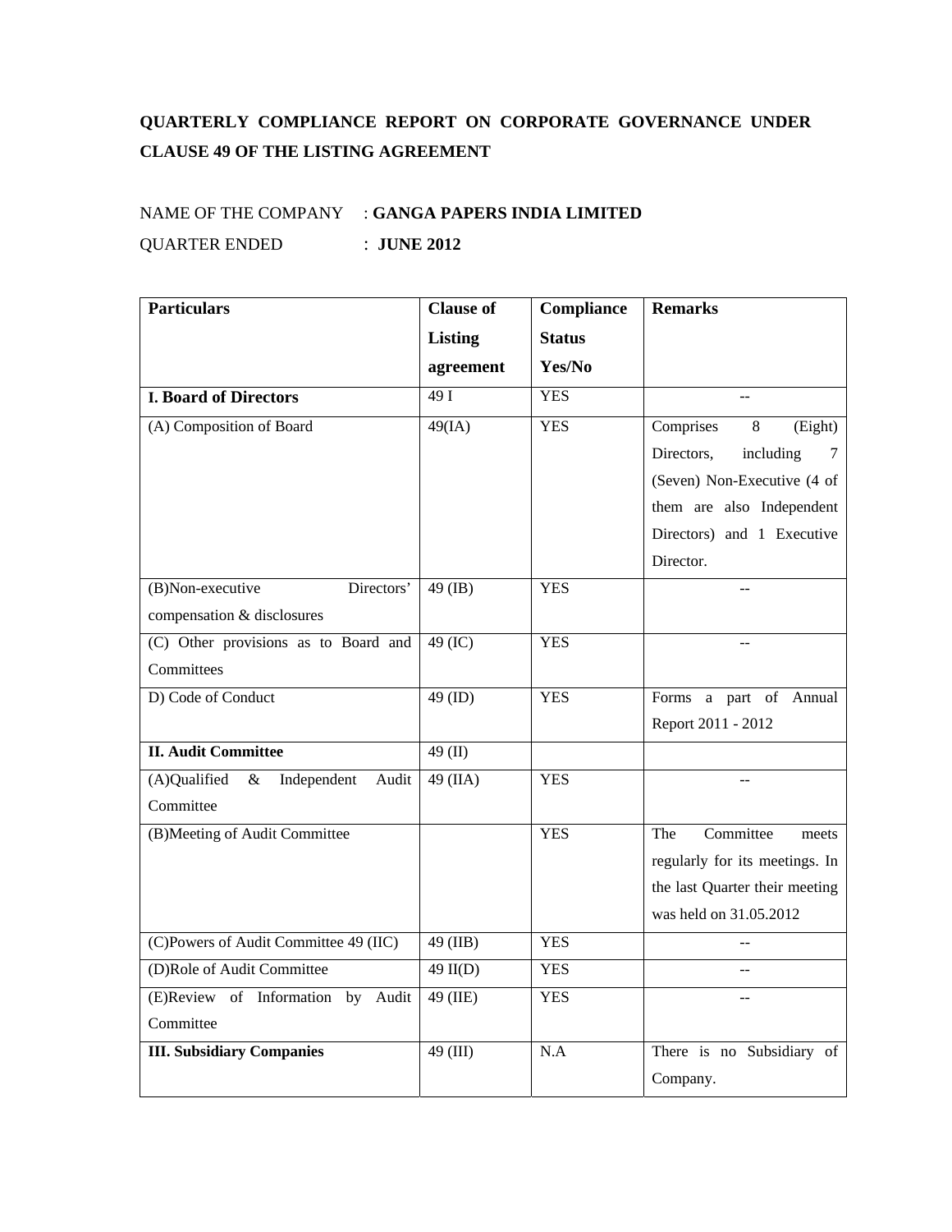# QUARTERLY COMPLIANCE REPORT ON CORPORATE GOVERNANCE UNDER CLAUSE 49 OF THE LISTING AGREEMENT

NAME OF THE COMPANY : **GANGA PAPERS INDIA LIMITED**

QUARTER ENDED : **JUNE 2012**

| Particulars | Clause of Listing agreement | Compliance Status Yes/No | Remarks |
|---|---|---|---|
| **I. Board of Directors** | 49 I | YES | -- |
| (A) Composition of Board | 49(IA) | YES | Comprises 8 (Eight) Directors, including 7 (Seven) Non-Executive (4 of them are also Independent Directors) and 1 Executive Director. |
| (B)Non-executive Directors' compensation & disclosures | 49 (IB) | YES | -- |
| (C) Other provisions as to Board and Committees | 49 (IC) | YES | -- |
| D) Code of Conduct | 49 (ID) | YES | Forms a part of Annual Report 2011 - 2012 |
| **II. Audit Committee** | 49 (II) | | |
| (A)Qualified & Independent Audit Committee | 49 (IIA) | YES | -- |
| (B)Meeting of Audit Committee | | YES | The Committee meets regularly for its meetings. In the last Quarter their meeting was held on 31.05.2012 |
| (C)Powers of Audit Committee 49 (IIC) | 49 (IIB) | YES | -- |
| (D)Role of Audit Committee | 49 II(D) | YES | -- |
| (E)Review of Information by Audit Committee | 49 (IIE) | YES | -- |
| **III. Subsidiary Companies** | 49 (III) | N.A | There is no Subsidiary of Company. |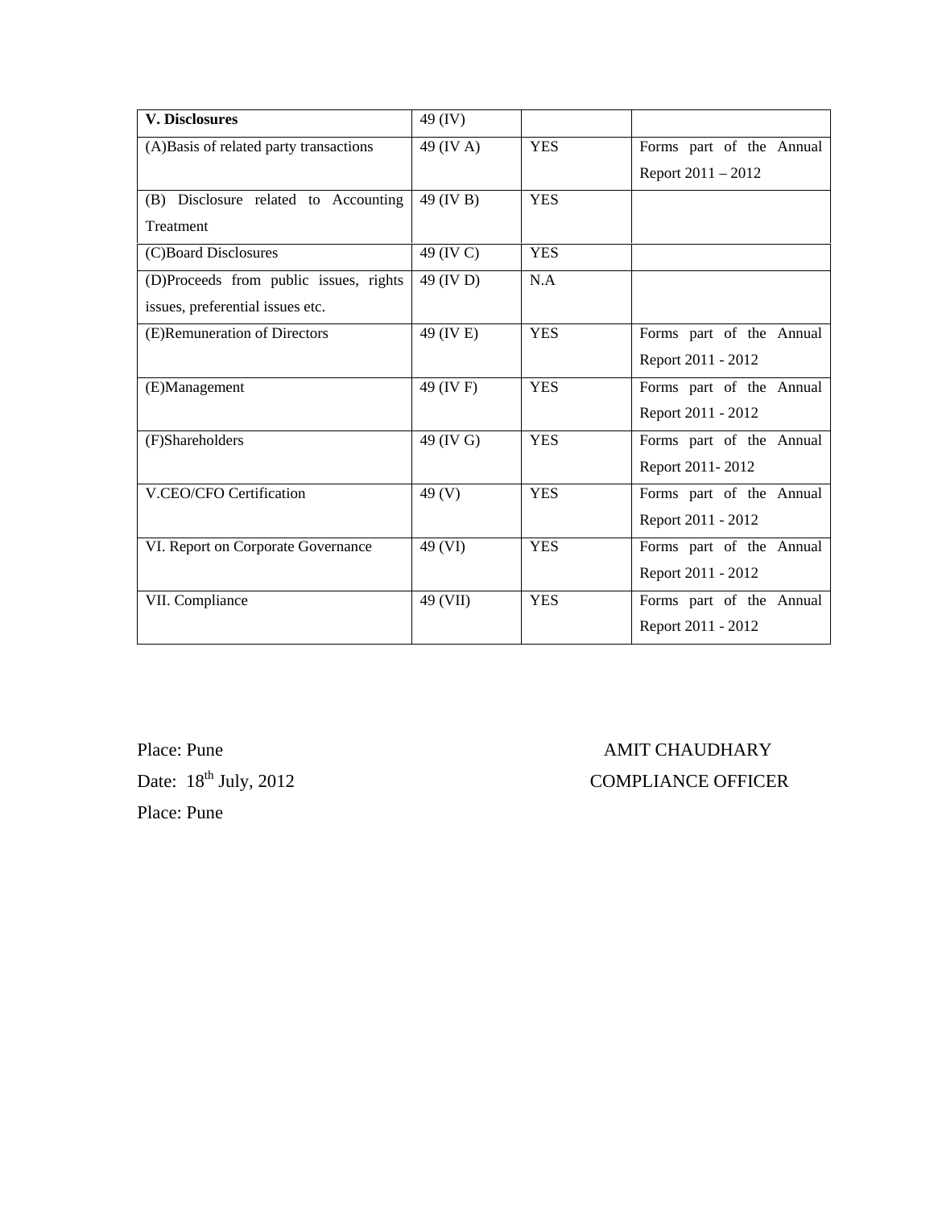| | | | |
|---|---|---|---|
| **V. Disclosures** | 49 (IV) | | |
| (A)Basis of related party transactions | 49 (IV A) | YES | Forms part of the Annual Report 2011 – 2012 |
| (B) Disclosure related to Accounting Treatment | 49 (IV B) | YES | |
| (C)Board Disclosures | 49 (IV C) | YES | |
| (D)Proceeds from public issues, rights issues, preferential issues etc. | 49 (IV D) | N.A | |
| (E)Remuneration of Directors | 49 (IV E) | YES | Forms part of the Annual Report 2011 - 2012 |
| (E)Management | 49 (IV F) | YES | Forms part of the Annual Report 2011 - 2012 |
| (F)Shareholders | 49 (IV G) | YES | Forms part of the Annual Report 2011- 2012 |
| V.CEO/CFO Certification | 49 (V) | YES | Forms part of the Annual Report 2011 - 2012 |
| VI. Report on Corporate Governance | 49 (VI) | YES | Forms part of the Annual Report 2011 - 2012 |
| VII. Compliance | 49 (VII) | YES | Forms part of the Annual Report 2011 - 2012 |

Place: Pune

Date: 18th July, 2012

Place: Pune

AMIT CHAUDHARY

COMPLIANCE OFFICER